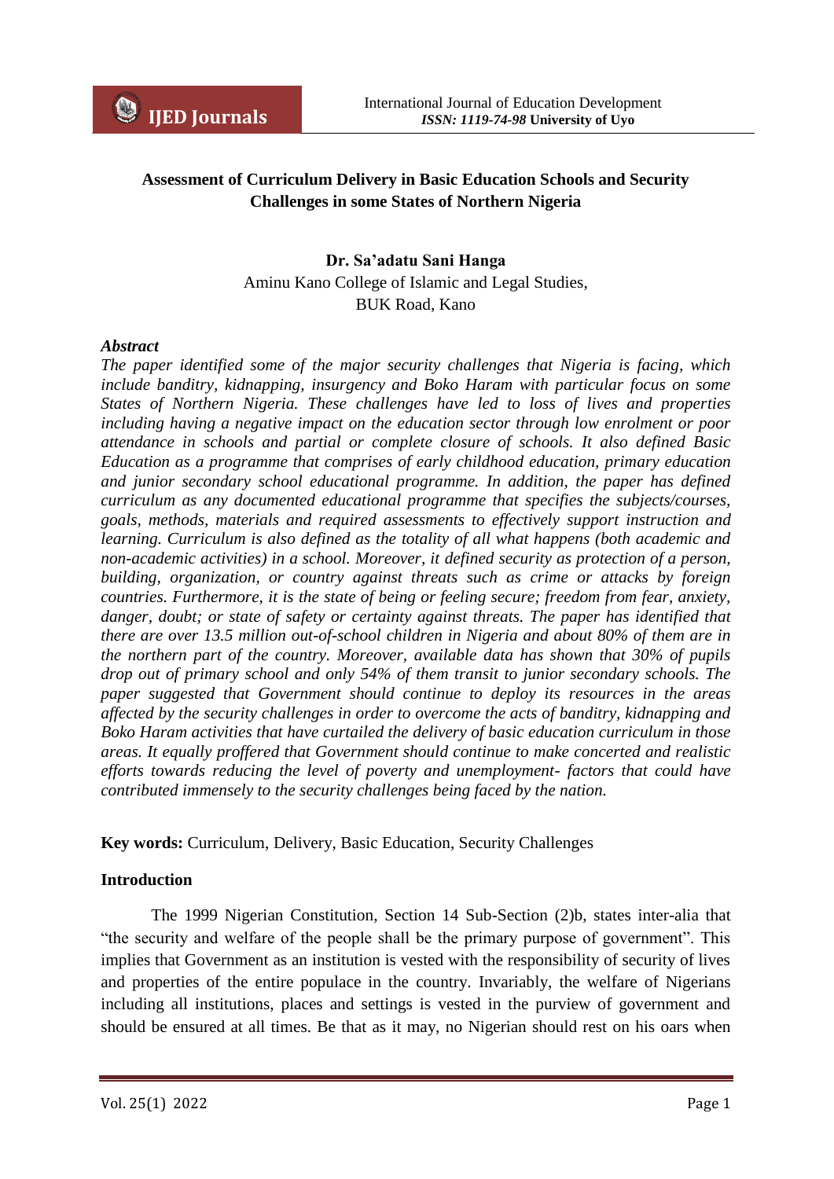# Assessment of Curriculum Delivery in Basic Education Schools and Security Challenges in some States of Northern Nigeria

**Dr. Sa'adatu Sani Hanga**
Aminu Kano College of Islamic and Legal Studies,
BUK Road, Kano

***Abstract***

*The paper identified some of the major security challenges that Nigeria is facing, which include banditry, kidnapping, insurgency and Boko Haram with particular focus on some States of Northern Nigeria. These challenges have led to loss of lives and properties including having a negative impact on the education sector through low enrolment or poor attendance in schools and partial or complete closure of schools. It also defined Basic Education as a programme that comprises of early childhood education, primary education and junior secondary school educational programme. In addition, the paper has defined curriculum as any documented educational programme that specifies the subjects/courses, goals, methods, materials and required assessments to effectively support instruction and learning. Curriculum is also defined as the totality of all what happens (both academic and non-academic activities) in a school. Moreover, it defined security as protection of a person, building, organization, or country against threats such as crime or attacks by foreign countries. Furthermore, it is the state of being or feeling secure; freedom from fear, anxiety, danger, doubt; or state of safety or certainty against threats. The paper has identified that there are over 13.5 million out-of-school children in Nigeria and about 80% of them are in the northern part of the country. Moreover, available data has shown that 30% of pupils drop out of primary school and only 54% of them transit to junior secondary schools. The paper suggested that Government should continue to deploy its resources in the areas affected by the security challenges in order to overcome the acts of banditry, kidnapping and Boko Haram activities that have curtailed the delivery of basic education curriculum in those areas. It equally proffered that Government should continue to make concerted and realistic efforts towards reducing the level of poverty and unemployment- factors that could have contributed immensely to the security challenges being faced by the nation.*

**Key words:** Curriculum, Delivery, Basic Education, Security Challenges

## Introduction

The 1999 Nigerian Constitution, Section 14 Sub-Section (2)b, states inter-alia that "the security and welfare of the people shall be the primary purpose of government". This implies that Government as an institution is vested with the responsibility of security of lives and properties of the entire populace in the country. Invariably, the welfare of Nigerians including all institutions, places and settings is vested in the purview of government and should be ensured at all times. Be that as it may, no Nigerian should rest on his oars when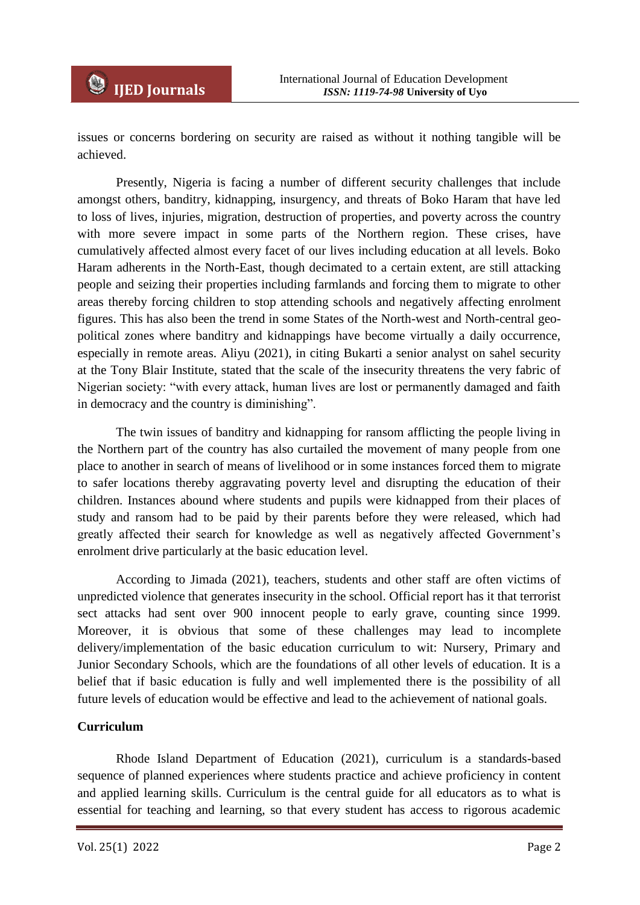issues or concerns bordering on security are raised as without it nothing tangible will be achieved.

Presently, Nigeria is facing a number of different security challenges that include amongst others, banditry, kidnapping, insurgency, and threats of Boko Haram that have led to loss of lives, injuries, migration, destruction of properties, and poverty across the country with more severe impact in some parts of the Northern region. These crises, have cumulatively affected almost every facet of our lives including education at all levels. Boko Haram adherents in the North-East, though decimated to a certain extent, are still attacking people and seizing their properties including farmlands and forcing them to migrate to other areas thereby forcing children to stop attending schools and negatively affecting enrolment figures. This has also been the trend in some States of the North-west and North-central geo-political zones where banditry and kidnappings have become virtually a daily occurrence, especially in remote areas. Aliyu (2021), in citing Bukarti a senior analyst on sahel security at the Tony Blair Institute, stated that the scale of the insecurity threatens the very fabric of Nigerian society: "with every attack, human lives are lost or permanently damaged and faith in democracy and the country is diminishing".

The twin issues of banditry and kidnapping for ransom afflicting the people living in the Northern part of the country has also curtailed the movement of many people from one place to another in search of means of livelihood or in some instances forced them to migrate to safer locations thereby aggravating poverty level and disrupting the education of their children. Instances abound where students and pupils were kidnapped from their places of study and ransom had to be paid by their parents before they were released, which had greatly affected their search for knowledge as well as negatively affected Government's enrolment drive particularly at the basic education level.

According to Jimada (2021), teachers, students and other staff are often victims of unpredicted violence that generates insecurity in the school. Official report has it that terrorist sect attacks had sent over 900 innocent people to early grave, counting since 1999. Moreover, it is obvious that some of these challenges may lead to incomplete delivery/implementation of the basic education curriculum to wit: Nursery, Primary and Junior Secondary Schools, which are the foundations of all other levels of education. It is a belief that if basic education is fully and well implemented there is the possibility of all future levels of education would be effective and lead to the achievement of national goals.

**Curriculum**

Rhode Island Department of Education (2021), curriculum is a standards-based sequence of planned experiences where students practice and achieve proficiency in content and applied learning skills. Curriculum is the central guide for all educators as to what is essential for teaching and learning, so that every student has access to rigorous academic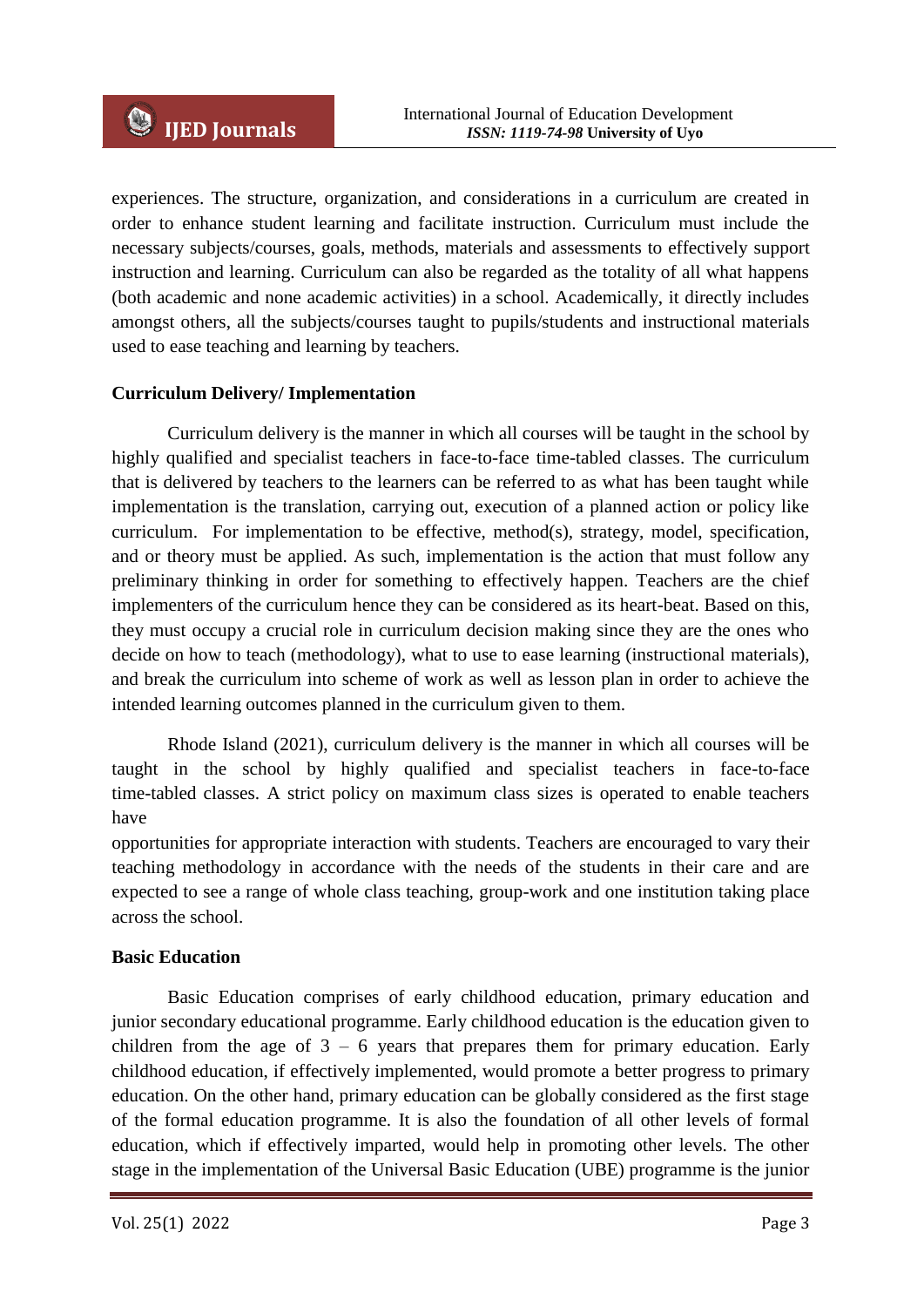experiences. The structure, organization, and considerations in a curriculum are created in order to enhance student learning and facilitate instruction. Curriculum must include the necessary subjects/courses, goals, methods, materials and assessments to effectively support instruction and learning. Curriculum can also be regarded as the totality of all what happens (both academic and none academic activities) in a school. Academically, it directly includes amongst others, all the subjects/courses taught to pupils/students and instructional materials used to ease teaching and learning by teachers.

**Curriculum Delivery/ Implementation**

Curriculum delivery is the manner in which all courses will be taught in the school by highly qualified and specialist teachers in face-to-face time-tabled classes. The curriculum that is delivered by teachers to the learners can be referred to as what has been taught while implementation is the translation, carrying out, execution of a planned action or policy like curriculum. For implementation to be effective, method(s), strategy, model, specification, and or theory must be applied. As such, implementation is the action that must follow any preliminary thinking in order for something to effectively happen. Teachers are the chief implementers of the curriculum hence they can be considered as its heart-beat. Based on this, they must occupy a crucial role in curriculum decision making since they are the ones who decide on how to teach (methodology), what to use to ease learning (instructional materials), and break the curriculum into scheme of work as well as lesson plan in order to achieve the intended learning outcomes planned in the curriculum given to them.

Rhode Island (2021), curriculum delivery is the manner in which all courses will be taught in the school by highly qualified and specialist teachers in face-to-face time-tabled classes. A strict policy on maximum class sizes is operated to enable teachers have opportunities for appropriate interaction with students. Teachers are encouraged to vary their teaching methodology in accordance with the needs of the students in their care and are expected to see a range of whole class teaching, group-work and one institution taking place across the school.

**Basic Education**

Basic Education comprises of early childhood education, primary education and junior secondary educational programme. Early childhood education is the education given to children from the age of 3 – 6 years that prepares them for primary education. Early childhood education, if effectively implemented, would promote a better progress to primary education. On the other hand, primary education can be globally considered as the first stage of the formal education programme. It is also the foundation of all other levels of formal education, which if effectively imparted, would help in promoting other levels. The other stage in the implementation of the Universal Basic Education (UBE) programme is the junior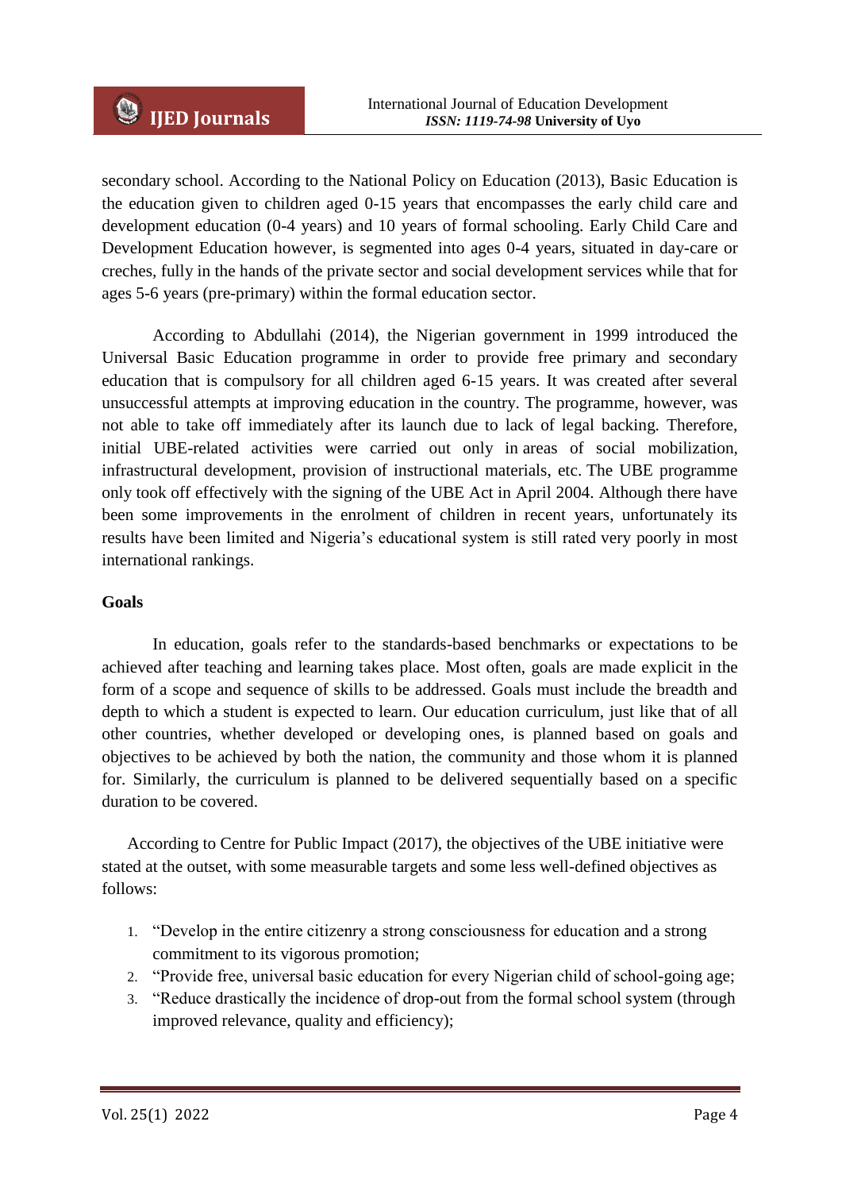secondary school. According to the National Policy on Education (2013), Basic Education is the education given to children aged 0-15 years that encompasses the early child care and development education (0-4 years) and 10 years of formal schooling. Early Child Care and Development Education however, is segmented into ages 0-4 years, situated in day-care or creches, fully in the hands of the private sector and social development services while that for ages 5-6 years (pre-primary) within the formal education sector.

According to Abdullahi (2014), the Nigerian government in 1999 introduced the Universal Basic Education programme in order to provide free primary and secondary education that is compulsory for all children aged 6-15 years. It was created after several unsuccessful attempts at improving education in the country. The programme, however, was not able to take off immediately after its launch due to lack of legal backing. Therefore, initial UBE-related activities were carried out only in areas of social mobilization, infrastructural development, provision of instructional materials, etc. The UBE programme only took off effectively with the signing of the UBE Act in April 2004. Although there have been some improvements in the enrolment of children in recent years, unfortunately its results have been limited and Nigeria's educational system is still rated very poorly in most international rankings.

**Goals**

In education, goals refer to the standards-based benchmarks or expectations to be achieved after teaching and learning takes place. Most often, goals are made explicit in the form of a scope and sequence of skills to be addressed. Goals must include the breadth and depth to which a student is expected to learn. Our education curriculum, just like that of all other countries, whether developed or developing ones, is planned based on goals and objectives to be achieved by both the nation, the community and those whom it is planned for. Similarly, the curriculum is planned to be delivered sequentially based on a specific duration to be covered.

According to Centre for Public Impact (2017), the objectives of the UBE initiative were stated at the outset, with some measurable targets and some less well-defined objectives as follows:

1. "Develop in the entire citizenry a strong consciousness for education and a strong commitment to its vigorous promotion;
2. "Provide free, universal basic education for every Nigerian child of school-going age;
3. "Reduce drastically the incidence of drop-out from the formal school system (through improved relevance, quality and efficiency);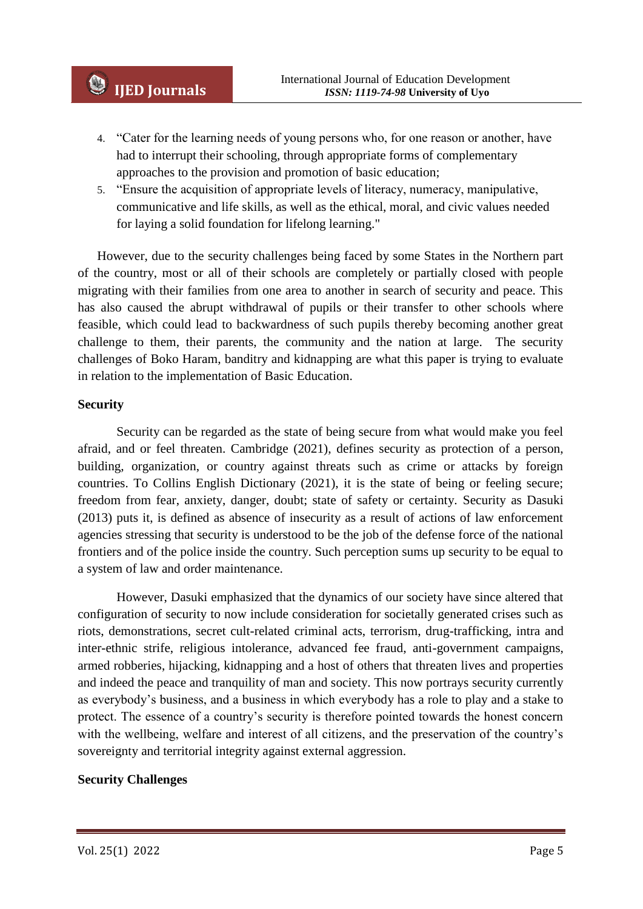4. "Cater for the learning needs of young persons who, for one reason or another, have had to interrupt their schooling, through appropriate forms of complementary approaches to the provision and promotion of basic education;
5. "Ensure the acquisition of appropriate levels of literacy, numeracy, manipulative, communicative and life skills, as well as the ethical, moral, and civic values needed for laying a solid foundation for lifelong learning."

However, due to the security challenges being faced by some States in the Northern part of the country, most or all of their schools are completely or partially closed with people migrating with their families from one area to another in search of security and peace. This has also caused the abrupt withdrawal of pupils or their transfer to other schools where feasible, which could lead to backwardness of such pupils thereby becoming another great challenge to them, their parents, the community and the nation at large. The security challenges of Boko Haram, banditry and kidnapping are what this paper is trying to evaluate in relation to the implementation of Basic Education.

## Security

Security can be regarded as the state of being secure from what would make you feel afraid, and or feel threaten. Cambridge (2021), defines security as protection of a person, building, organization, or country against threats such as crime or attacks by foreign countries. To Collins English Dictionary (2021), it is the state of being or feeling secure; freedom from fear, anxiety, danger, doubt; state of safety or certainty. Security as Dasuki (2013) puts it, is defined as absence of insecurity as a result of actions of law enforcement agencies stressing that security is understood to be the job of the defense force of the national frontiers and of the police inside the country. Such perception sums up security to be equal to a system of law and order maintenance.

However, Dasuki emphasized that the dynamics of our society have since altered that configuration of security to now include consideration for societally generated crises such as riots, demonstrations, secret cult-related criminal acts, terrorism, drug-trafficking, intra and inter-ethnic strife, religious intolerance, advanced fee fraud, anti-government campaigns, armed robberies, hijacking, kidnapping and a host of others that threaten lives and properties and indeed the peace and tranquility of man and society. This now portrays security currently as everybody's business, and a business in which everybody has a role to play and a stake to protect. The essence of a country's security is therefore pointed towards the honest concern with the wellbeing, welfare and interest of all citizens, and the preservation of the country's sovereignty and territorial integrity against external aggression.

## Security Challenges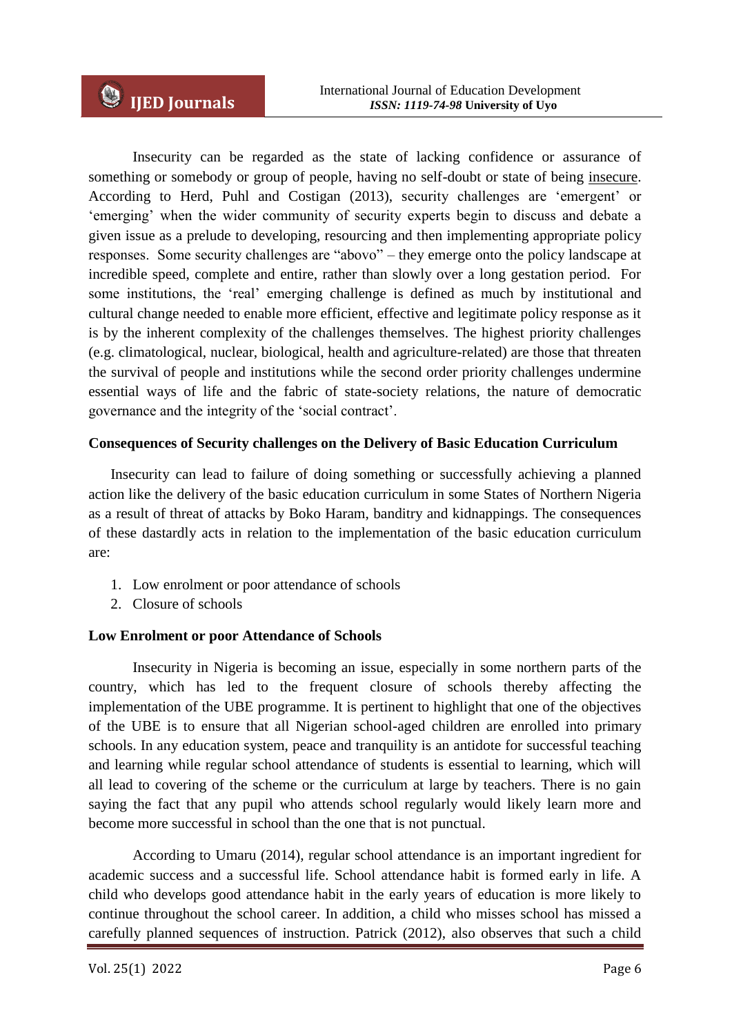Insecurity can be regarded as the state of lacking confidence or assurance of something or somebody or group of people, having no self-doubt or state of being insecure. According to Herd, Puhl and Costigan (2013), security challenges are 'emergent' or 'emerging' when the wider community of security experts begin to discuss and debate a given issue as a prelude to developing, resourcing and then implementing appropriate policy responses. Some security challenges are "abovo" – they emerge onto the policy landscape at incredible speed, complete and entire, rather than slowly over a long gestation period. For some institutions, the 'real' emerging challenge is defined as much by institutional and cultural change needed to enable more efficient, effective and legitimate policy response as it is by the inherent complexity of the challenges themselves. The highest priority challenges (e.g. climatological, nuclear, biological, health and agriculture-related) are those that threaten the survival of people and institutions while the second order priority challenges undermine essential ways of life and the fabric of state-society relations, the nature of democratic governance and the integrity of the 'social contract'.

**Consequences of Security challenges on the Delivery of Basic Education Curriculum**

Insecurity can lead to failure of doing something or successfully achieving a planned action like the delivery of the basic education curriculum in some States of Northern Nigeria as a result of threat of attacks by Boko Haram, banditry and kidnappings. The consequences of these dastardly acts in relation to the implementation of the basic education curriculum are:

1. Low enrolment or poor attendance of schools
2. Closure of schools

**Low Enrolment or poor Attendance of Schools**

Insecurity in Nigeria is becoming an issue, especially in some northern parts of the country, which has led to the frequent closure of schools thereby affecting the implementation of the UBE programme. It is pertinent to highlight that one of the objectives of the UBE is to ensure that all Nigerian school-aged children are enrolled into primary schools. In any education system, peace and tranquility is an antidote for successful teaching and learning while regular school attendance of students is essential to learning, which will all lead to covering of the scheme or the curriculum at large by teachers. There is no gain saying the fact that any pupil who attends school regularly would likely learn more and become more successful in school than the one that is not punctual.

According to Umaru (2014), regular school attendance is an important ingredient for academic success and a successful life. School attendance habit is formed early in life. A child who develops good attendance habit in the early years of education is more likely to continue throughout the school career. In addition, a child who misses school has missed a carefully planned sequences of instruction. Patrick (2012), also observes that such a child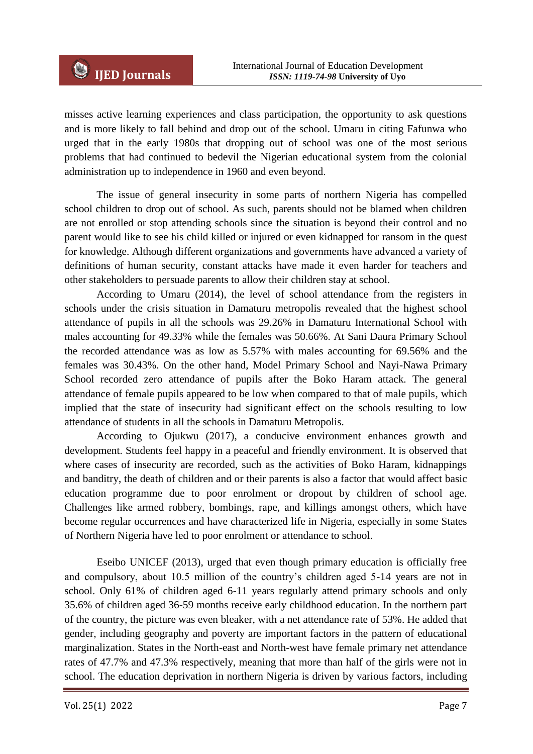misses active learning experiences and class participation, the opportunity to ask questions and is more likely to fall behind and drop out of the school. Umaru in citing Fafunwa who urged that in the early 1980s that dropping out of school was one of the most serious problems that had continued to bedevil the Nigerian educational system from the colonial administration up to independence in 1960 and even beyond.

The issue of general insecurity in some parts of northern Nigeria has compelled school children to drop out of school. As such, parents should not be blamed when children are not enrolled or stop attending schools since the situation is beyond their control and no parent would like to see his child killed or injured or even kidnapped for ransom in the quest for knowledge. Although different organizations and governments have advanced a variety of definitions of human security, constant attacks have made it even harder for teachers and other stakeholders to persuade parents to allow their children stay at school.

According to Umaru (2014), the level of school attendance from the registers in schools under the crisis situation in Damaturu metropolis revealed that the highest school attendance of pupils in all the schools was 29.26% in Damaturu International School with males accounting for 49.33% while the females was 50.66%. At Sani Daura Primary School the recorded attendance was as low as 5.57% with males accounting for 69.56% and the females was 30.43%. On the other hand, Model Primary School and Nayi-Nawa Primary School recorded zero attendance of pupils after the Boko Haram attack. The general attendance of female pupils appeared to be low when compared to that of male pupils, which implied that the state of insecurity had significant effect on the schools resulting to low attendance of students in all the schools in Damaturu Metropolis.

According to Ojukwu (2017), a conducive environment enhances growth and development. Students feel happy in a peaceful and friendly environment. It is observed that where cases of insecurity are recorded, such as the activities of Boko Haram, kidnappings and banditry, the death of children and or their parents is also a factor that would affect basic education programme due to poor enrolment or dropout by children of school age. Challenges like armed robbery, bombings, rape, and killings amongst others, which have become regular occurrences and have characterized life in Nigeria, especially in some States of Northern Nigeria have led to poor enrolment or attendance to school.

Eseibo UNICEF (2013), urged that even though primary education is officially free and compulsory, about 10.5 million of the country's children aged 5-14 years are not in school. Only 61% of children aged 6-11 years regularly attend primary schools and only 35.6% of children aged 36-59 months receive early childhood education. In the northern part of the country, the picture was even bleaker, with a net attendance rate of 53%. He added that gender, including geography and poverty are important factors in the pattern of educational marginalization. States in the North-east and North-west have female primary net attendance rates of 47.7% and 47.3% respectively, meaning that more than half of the girls were not in school. The education deprivation in northern Nigeria is driven by various factors, including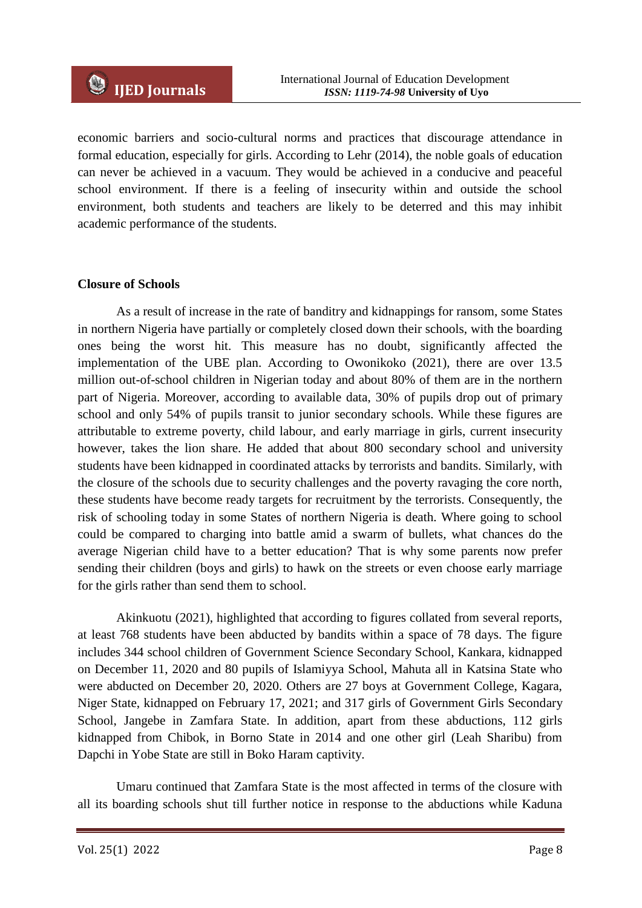economic barriers and socio-cultural norms and practices that discourage attendance in formal education, especially for girls. According to Lehr (2014), the noble goals of education can never be achieved in a vacuum. They would be achieved in a conducive and peaceful school environment. If there is a feeling of insecurity within and outside the school environment, both students and teachers are likely to be deterred and this may inhibit academic performance of the students.

**Closure of Schools**

As a result of increase in the rate of banditry and kidnappings for ransom, some States in northern Nigeria have partially or completely closed down their schools, with the boarding ones being the worst hit. This measure has no doubt, significantly affected the implementation of the UBE plan. According to Owonikoko (2021), there are over 13.5 million out-of-school children in Nigerian today and about 80% of them are in the northern part of Nigeria. Moreover, according to available data, 30% of pupils drop out of primary school and only 54% of pupils transit to junior secondary schools. While these figures are attributable to extreme poverty, child labour, and early marriage in girls, current insecurity however, takes the lion share. He added that about 800 secondary school and university students have been kidnapped in coordinated attacks by terrorists and bandits. Similarly, with the closure of the schools due to security challenges and the poverty ravaging the core north, these students have become ready targets for recruitment by the terrorists. Consequently, the risk of schooling today in some States of northern Nigeria is death. Where going to school could be compared to charging into battle amid a swarm of bullets, what chances do the average Nigerian child have to a better education? That is why some parents now prefer sending their children (boys and girls) to hawk on the streets or even choose early marriage for the girls rather than send them to school.

Akinkuotu (2021), highlighted that according to figures collated from several reports, at least 768 students have been abducted by bandits within a space of 78 days. The figure includes 344 school children of Government Science Secondary School, Kankara, kidnapped on December 11, 2020 and 80 pupils of Islamiyya School, Mahuta all in Katsina State who were abducted on December 20, 2020. Others are 27 boys at Government College, Kagara, Niger State, kidnapped on February 17, 2021; and 317 girls of Government Girls Secondary School, Jangebe in Zamfara State. In addition, apart from these abductions, 112 girls kidnapped from Chibok, in Borno State in 2014 and one other girl (Leah Sharibu) from Dapchi in Yobe State are still in Boko Haram captivity.

Umaru continued that Zamfara State is the most affected in terms of the closure with all its boarding schools shut till further notice in response to the abductions while Kaduna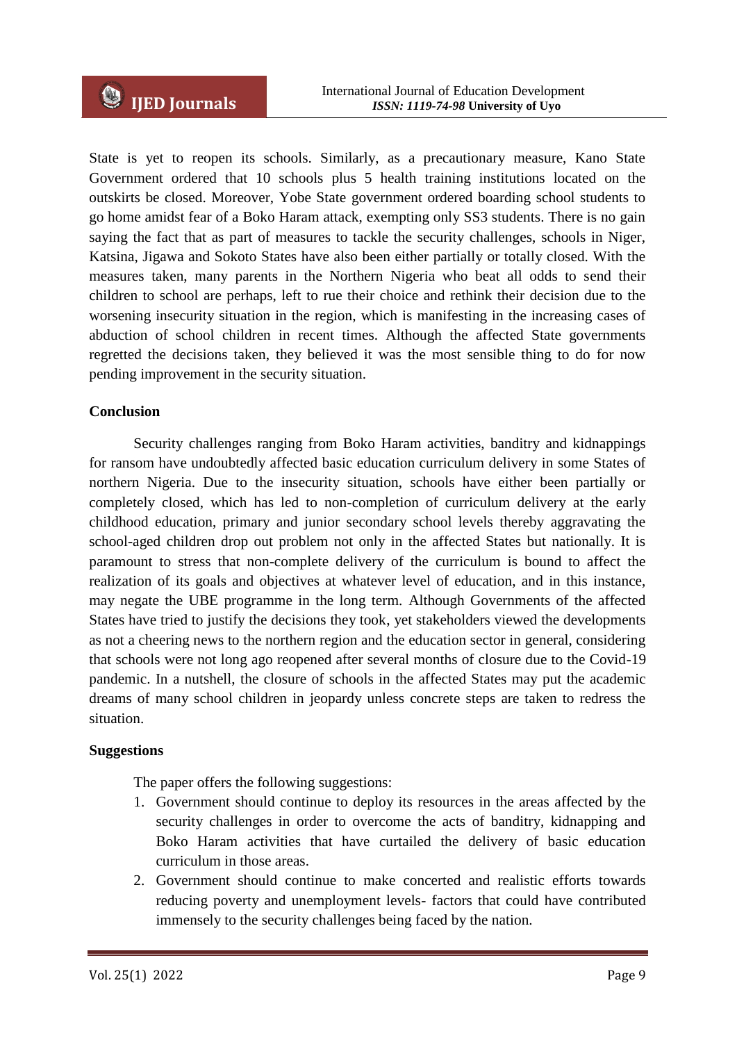State is yet to reopen its schools. Similarly, as a precautionary measure, Kano State Government ordered that 10 schools plus 5 health training institutions located on the outskirts be closed. Moreover, Yobe State government ordered boarding school students to go home amidst fear of a Boko Haram attack, exempting only SS3 students. There is no gain saying the fact that as part of measures to tackle the security challenges, schools in Niger, Katsina, Jigawa and Sokoto States have also been either partially or totally closed. With the measures taken, many parents in the Northern Nigeria who beat all odds to send their children to school are perhaps, left to rue their choice and rethink their decision due to the worsening insecurity situation in the region, which is manifesting in the increasing cases of abduction of school children in recent times. Although the affected State governments regretted the decisions taken, they believed it was the most sensible thing to do for now pending improvement in the security situation.

## Conclusion

Security challenges ranging from Boko Haram activities, banditry and kidnappings for ransom have undoubtedly affected basic education curriculum delivery in some States of northern Nigeria. Due to the insecurity situation, schools have either been partially or completely closed, which has led to non-completion of curriculum delivery at the early childhood education, primary and junior secondary school levels thereby aggravating the school-aged children drop out problem not only in the affected States but nationally. It is paramount to stress that non-complete delivery of the curriculum is bound to affect the realization of its goals and objectives at whatever level of education, and in this instance, may negate the UBE programme in the long term. Although Governments of the affected States have tried to justify the decisions they took, yet stakeholders viewed the developments as not a cheering news to the northern region and the education sector in general, considering that schools were not long ago reopened after several months of closure due to the Covid-19 pandemic. In a nutshell, the closure of schools in the affected States may put the academic dreams of many school children in jeopardy unless concrete steps are taken to redress the situation.

## Suggestions

The paper offers the following suggestions:

1. Government should continue to deploy its resources in the areas affected by the security challenges in order to overcome the acts of banditry, kidnapping and Boko Haram activities that have curtailed the delivery of basic education curriculum in those areas.
2. Government should continue to make concerted and realistic efforts towards reducing poverty and unemployment levels- factors that could have contributed immensely to the security challenges being faced by the nation.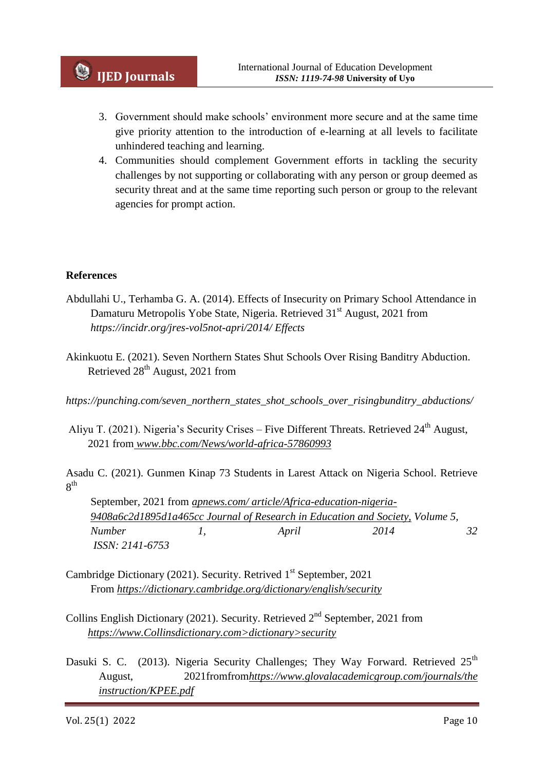3. Government should make schools' environment more secure and at the same time give priority attention to the introduction of e-learning at all levels to facilitate unhindered teaching and learning.
4. Communities should complement Government efforts in tackling the security challenges by not supporting or collaborating with any person or group deemed as security threat and at the same time reporting such person or group to the relevant agencies for prompt action.

**References**

Abdullahi U., Terhamba G. A. (2014). Effects of Insecurity on Primary School Attendance in Damaturu Metropolis Yobe State, Nigeria. Retrieved 31st August, 2021 from *https://incidr.org/jres-vol5not-apri/2014/ Effects*

Akinkuotu E. (2021). Seven Northern States Shut Schools Over Rising Banditry Abduction. Retrieved 28th August, 2021 from

*https://punching.com/seven_northern_states_shot_schools_over_risingbunditry_abductions/*

Aliyu T. (2021). Nigeria's Security Crises – Five Different Threats. Retrieved 24th August, 2021 from *www.bbc.com/News/world-africa-57860993*

Asadu C. (2021). Gunmen Kinap 73 Students in Larest Attack on Nigeria School. Retrieve 8th September, 2021 from *apnews.com/ article/Africa-education-nigeria-9408a6c2d1895d1a465cc Journal of Research in Education and Society, Volume 5, Number 1, April 2014 32 ISSN: 2141-6753*

Cambridge Dictionary (2021). Security. Retrived 1st September, 2021 From *https://dictionary.cambridge.org/dictionary/english/security*

Collins English Dictionary (2021). Security. Retrieved 2nd September, 2021 from *https://www.Collinsdictionary.com>dictionary>security*

Dasuki S. C. (2013). Nigeria Security Challenges; They Way Forward. Retrieved 25th August, 2021fromfrom*https://www.glovalacademicgroup.com/journals/the instruction/KPEE.pdf*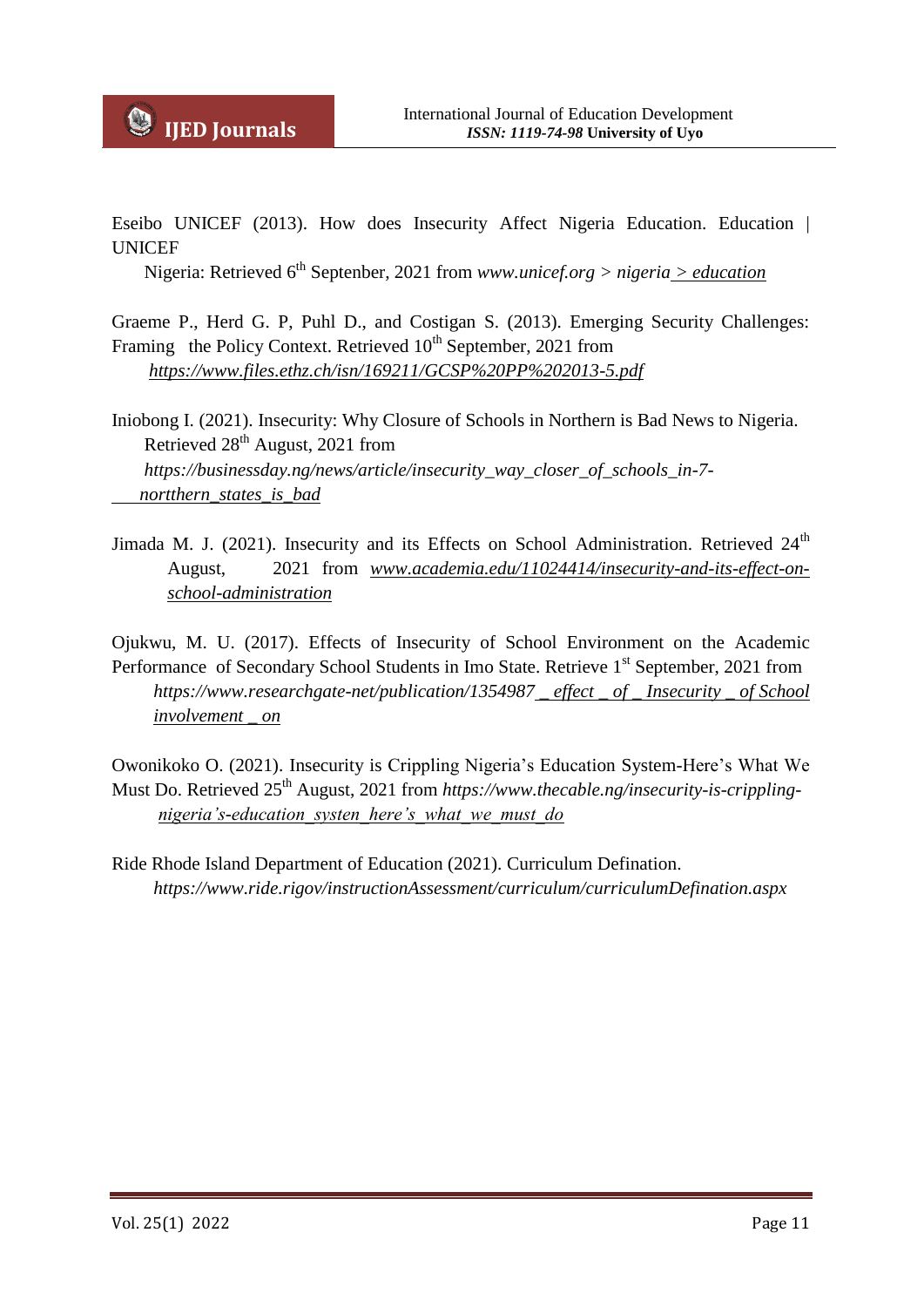Eseibo UNICEF (2013). How does Insecurity Affect Nigeria Education. Education | UNICEF Nigeria: Retrieved 6th Septenber, 2021 from *www.unicef.org > nigeria > education*

Graeme P., Herd G. P, Puhl D., and Costigan S. (2013). Emerging Security Challenges: Framing the Policy Context. Retrieved 10th September, 2021 from *https://www.files.ethz.ch/isn/169211/GCSP%20PP%202013-5.pdf*

Iniobong I. (2021). Insecurity: Why Closure of Schools in Northern is Bad News to Nigeria. Retrieved 28th August, 2021 from *https://businessday.ng/news/article/insecurity_way_closer_of_schools_in-7-northern_states_is_bad*

Jimada M. J. (2021). Insecurity and its Effects on School Administration. Retrieved 24th August, 2021 from *www.academia.edu/11024414/insecurity-and-its-effect-on-school-administration*

Ojukwu, M. U. (2017). Effects of Insecurity of School Environment on the Academic Performance of Secondary School Students in Imo State. Retrieve 1st September, 2021 from *https://www.researchgate-net/publication/1354987 _ effect _ of _ Insecurity _ of School involvement _ on*

Owonikoko O. (2021). Insecurity is Crippling Nigeria's Education System-Here's What We Must Do. Retrieved 25th August, 2021 from *https://www.thecable.ng/insecurity-is-crippling-nigeria's-education_systen_here's_what_we_must_do*

Ride Rhode Island Department of Education (2021). Curriculum Defination. *https://www.ride.rigov/instructionAssessment/curriculum/curriculumDefination.aspx*